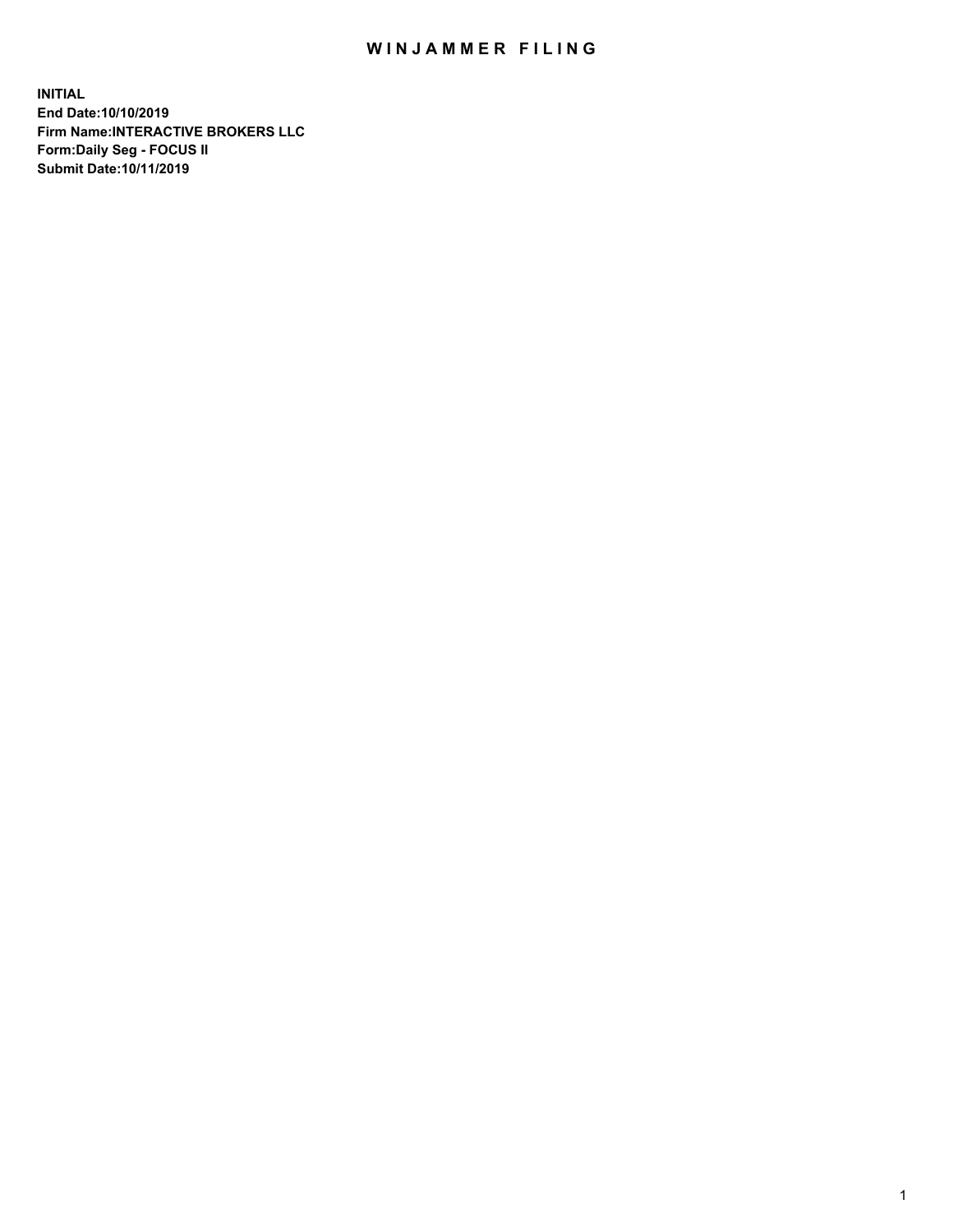# WINJAMMER FILING

**INITIAL**
**End Date:10/10/2019**
**Firm Name:INTERACTIVE BROKERS LLC**
**Form:Daily Seg - FOCUS II**
**Submit Date:10/11/2019**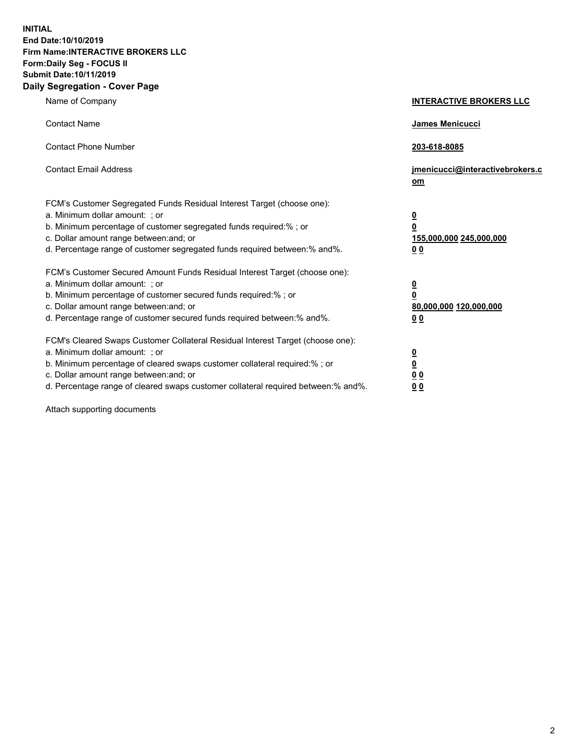**INITIAL**
**End Date:10/10/2019**
**Firm Name:INTERACTIVE BROKERS LLC**
**Form:Daily Seg - FOCUS II**
**Submit Date:10/11/2019**
**Daily Segregation - Cover Page**

| | |
|---|---|
| Name of Company | **INTERACTIVE BROKERS LLC** |
| Contact Name | **James Menicucci** |
| Contact Phone Number | **203-618-8085** |
| Contact Email Address | **jmenicucci@interactivebrokers.com** |
| FCM's Customer Segregated Funds Residual Interest Target (choose one): | |
| a. Minimum dollar amount: ; or | **0** |
| b. Minimum percentage of customer segregated funds required:% ; or | **0** |
| c. Dollar amount range between:and; or | **155,000,000 245,000,000** |
| d. Percentage range of customer segregated funds required between:% and%. | **0 0** |
| FCM's Customer Secured Amount Funds Residual Interest Target (choose one): | |
| a. Minimum dollar amount: ; or | **0** |
| b. Minimum percentage of customer secured funds required:% ; or | **0** |
| c. Dollar amount range between:and; or | **80,000,000 120,000,000** |
| d. Percentage range of customer secured funds required between:% and%. | **0 0** |
| FCM's Cleared Swaps Customer Collateral Residual Interest Target (choose one): | |
| a. Minimum dollar amount: ; or | **0** |
| b. Minimum percentage of cleared swaps customer collateral required:% ; or | **0** |
| c. Dollar amount range between:and; or | **0 0** |
| d. Percentage range of cleared swaps customer collateral required between:% and%. | **0 0** |

Attach supporting documents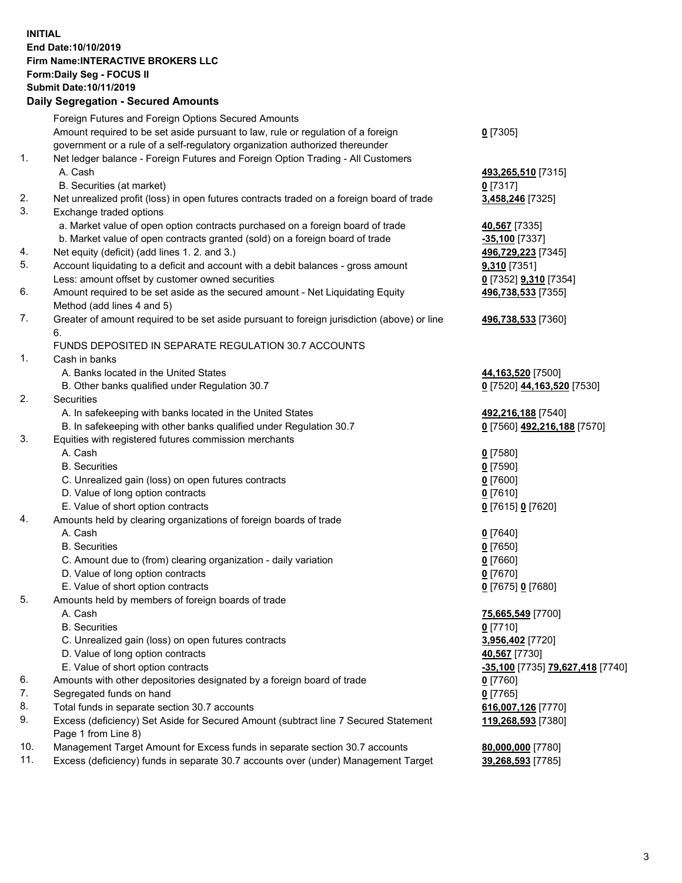**INITIAL**
**End Date:10/10/2019**
**Firm Name:INTERACTIVE BROKERS LLC**
**Form:Daily Seg - FOCUS II**
**Submit Date:10/11/2019**
**Daily Segregation - Secured Amounts**

| | | |
|---|---|---|
| | Foreign Futures and Foreign Options Secured Amounts | |
| | Amount required to be set aside pursuant to law, rule or regulation of a foreign government or a rule of a self-regulatory organization authorized thereunder | **0** [7305] |
| 1. | Net ledger balance - Foreign Futures and Foreign Option Trading - All Customers | |
| | A. Cash | **493,265,510** [7315] |
| | B. Securities (at market) | **0** [7317] |
| 2. | Net unrealized profit (loss) in open futures contracts traded on a foreign board of trade | **3,458,246** [7325] |
| 3. | Exchange traded options | |
| | a. Market value of open option contracts purchased on a foreign board of trade | **40,567** [7335] |
| | b. Market value of open contracts granted (sold) on a foreign board of trade | **-35,100** [7337] |
| 4. | Net equity (deficit) (add lines 1. 2. and 3.) | **496,729,223** [7345] |
| 5. | Account liquidating to a deficit and account with a debit balances - gross amount | **9,310** [7351] |
| | Less: amount offset by customer owned securities | **0** [7352] **9,310** [7354] |
| 6. | Amount required to be set aside as the secured amount - Net Liquidating Equity Method (add lines 4 and 5) | **496,738,533** [7355] |
| 7. | Greater of amount required to be set aside pursuant to foreign jurisdiction (above) or line 6. | **496,738,533** [7360] |
| | FUNDS DEPOSITED IN SEPARATE REGULATION 30.7 ACCOUNTS | |
| 1. | Cash in banks | |
| | A. Banks located in the United States | **44,163,520** [7500] |
| | B. Other banks qualified under Regulation 30.7 | **0** [7520] **44,163,520** [7530] |
| 2. | Securities | |
| | A. In safekeeping with banks located in the United States | **492,216,188** [7540] |
| | B. In safekeeping with other banks qualified under Regulation 30.7 | **0** [7560] **492,216,188** [7570] |
| 3. | Equities with registered futures commission merchants | |
| | A. Cash | **0** [7580] |
| | B. Securities | **0** [7590] |
| | C. Unrealized gain (loss) on open futures contracts | **0** [7600] |
| | D. Value of long option contracts | **0** [7610] |
| | E. Value of short option contracts | **0** [7615] **0** [7620] |
| 4. | Amounts held by clearing organizations of foreign boards of trade | |
| | A. Cash | **0** [7640] |
| | B. Securities | **0** [7650] |
| | C. Amount due to (from) clearing organization - daily variation | **0** [7660] |
| | D. Value of long option contracts | **0** [7670] |
| | E. Value of short option contracts | **0** [7675] **0** [7680] |
| 5. | Amounts held by members of foreign boards of trade | |
| | A. Cash | **75,665,549** [7700] |
| | B. Securities | **0** [7710] |
| | C. Unrealized gain (loss) on open futures contracts | **3,956,402** [7720] |
| | D. Value of long option contracts | **40,567** [7730] |
| | E. Value of short option contracts | **-35,100** [7735] **79,627,418** [7740] |
| 6. | Amounts with other depositories designated by a foreign board of trade | **0** [7760] |
| 7. | Segregated funds on hand | **0** [7765] |
| 8. | Total funds in separate section 30.7 accounts | **616,007,126** [7770] |
| 9. | Excess (deficiency) Set Aside for Secured Amount (subtract line 7 Secured Statement Page 1 from Line 8) | **119,268,593** [7380] |
| 10. | Management Target Amount for Excess funds in separate section 30.7 accounts | **80,000,000** [7780] |
| 11. | Excess (deficiency) funds in separate 30.7 accounts over (under) Management Target | **39,268,593** [7785] |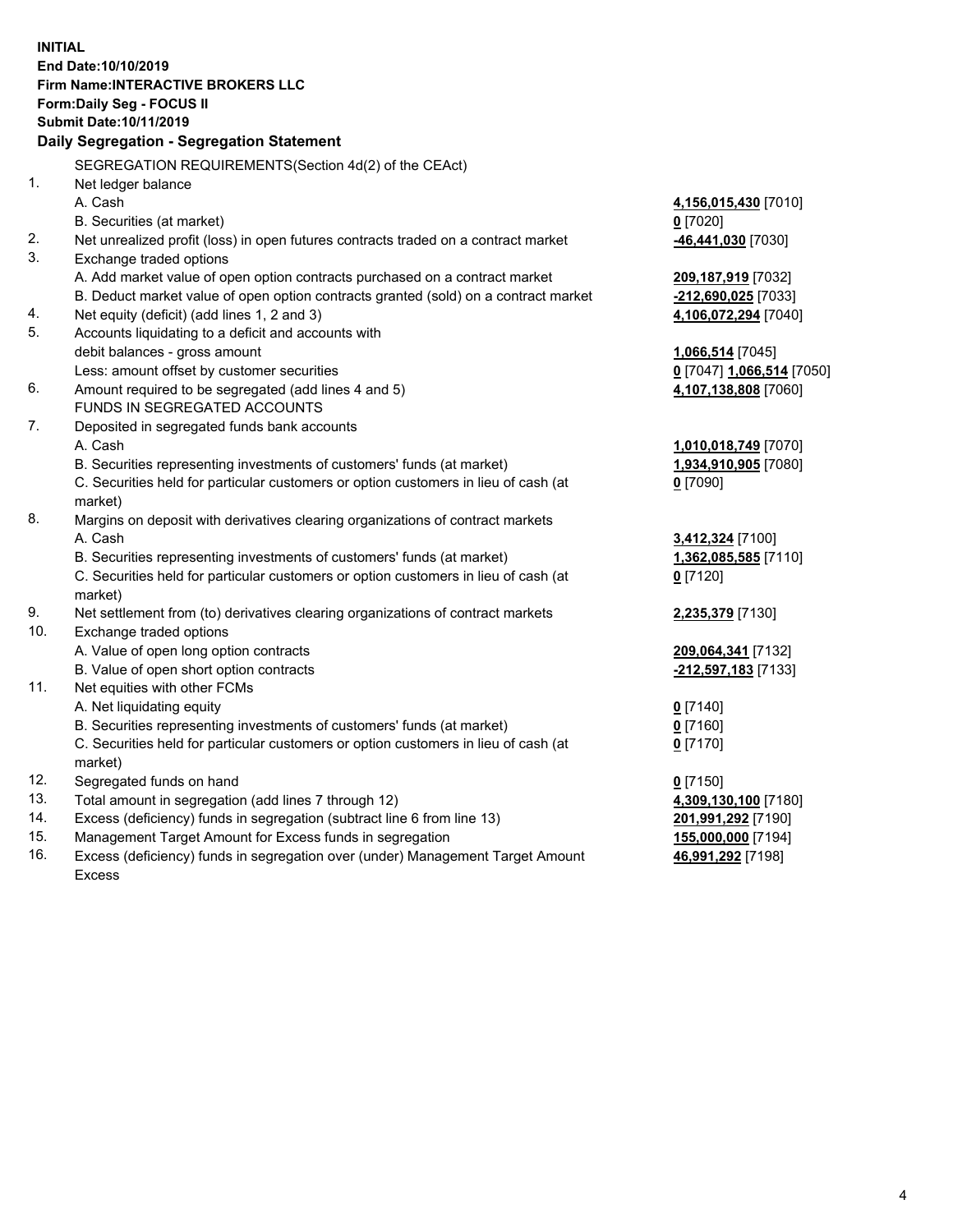**INITIAL**
**End Date:10/10/2019**
**Firm Name:INTERACTIVE BROKERS LLC**
**Form:Daily Seg - FOCUS II**
**Submit Date:10/11/2019**
**Daily Segregation - Segregation Statement**

| | | |
|---|---|---|
| | SEGREGATION REQUIREMENTS(Section 4d(2) of the CEAct) | |
| 1. | Net ledger balance | |
| | A. Cash | **4,156,015,430** [7010] |
| | B. Securities (at market) | **0** [7020] |
| 2. | Net unrealized profit (loss) in open futures contracts traded on a contract market | **-46,441,030** [7030] |
| 3. | Exchange traded options | |
| | A. Add market value of open option contracts purchased on a contract market | **209,187,919** [7032] |
| | B. Deduct market value of open option contracts granted (sold) on a contract market | **-212,690,025** [7033] |
| 4. | Net equity (deficit) (add lines 1, 2 and 3) | **4,106,072,294** [7040] |
| 5. | Accounts liquidating to a deficit and accounts with | |
| | debit balances - gross amount | **1,066,514** [7045] |
| | Less: amount offset by customer securities | **0** [7047] **1,066,514** [7050] |
| 6. | Amount required to be segregated (add lines 4 and 5) | **4,107,138,808** [7060] |
| | FUNDS IN SEGREGATED ACCOUNTS | |
| 7. | Deposited in segregated funds bank accounts | |
| | A. Cash | **1,010,018,749** [7070] |
| | B. Securities representing investments of customers' funds (at market) | **1,934,910,905** [7080] |
| | C. Securities held for particular customers or option customers in lieu of cash (at market) | **0** [7090] |
| 8. | Margins on deposit with derivatives clearing organizations of contract markets | |
| | A. Cash | **3,412,324** [7100] |
| | B. Securities representing investments of customers' funds (at market) | **1,362,085,585** [7110] |
| | C. Securities held for particular customers or option customers in lieu of cash (at market) | **0** [7120] |
| 9. | Net settlement from (to) derivatives clearing organizations of contract markets | **2,235,379** [7130] |
| 10. | Exchange traded options | |
| | A. Value of open long option contracts | **209,064,341** [7132] |
| | B. Value of open short option contracts | **-212,597,183** [7133] |
| 11. | Net equities with other FCMs | |
| | A. Net liquidating equity | **0** [7140] |
| | B. Securities representing investments of customers' funds (at market) | **0** [7160] |
| | C. Securities held for particular customers or option customers in lieu of cash (at market) | **0** [7170] |
| 12. | Segregated funds on hand | **0** [7150] |
| 13. | Total amount in segregation (add lines 7 through 12) | **4,309,130,100** [7180] |
| 14. | Excess (deficiency) funds in segregation (subtract line 6 from line 13) | **201,991,292** [7190] |
| 15. | Management Target Amount for Excess funds in segregation | **155,000,000** [7194] |
| 16. | Excess (deficiency) funds in segregation over (under) Management Target Amount Excess | **46,991,292** [7198] |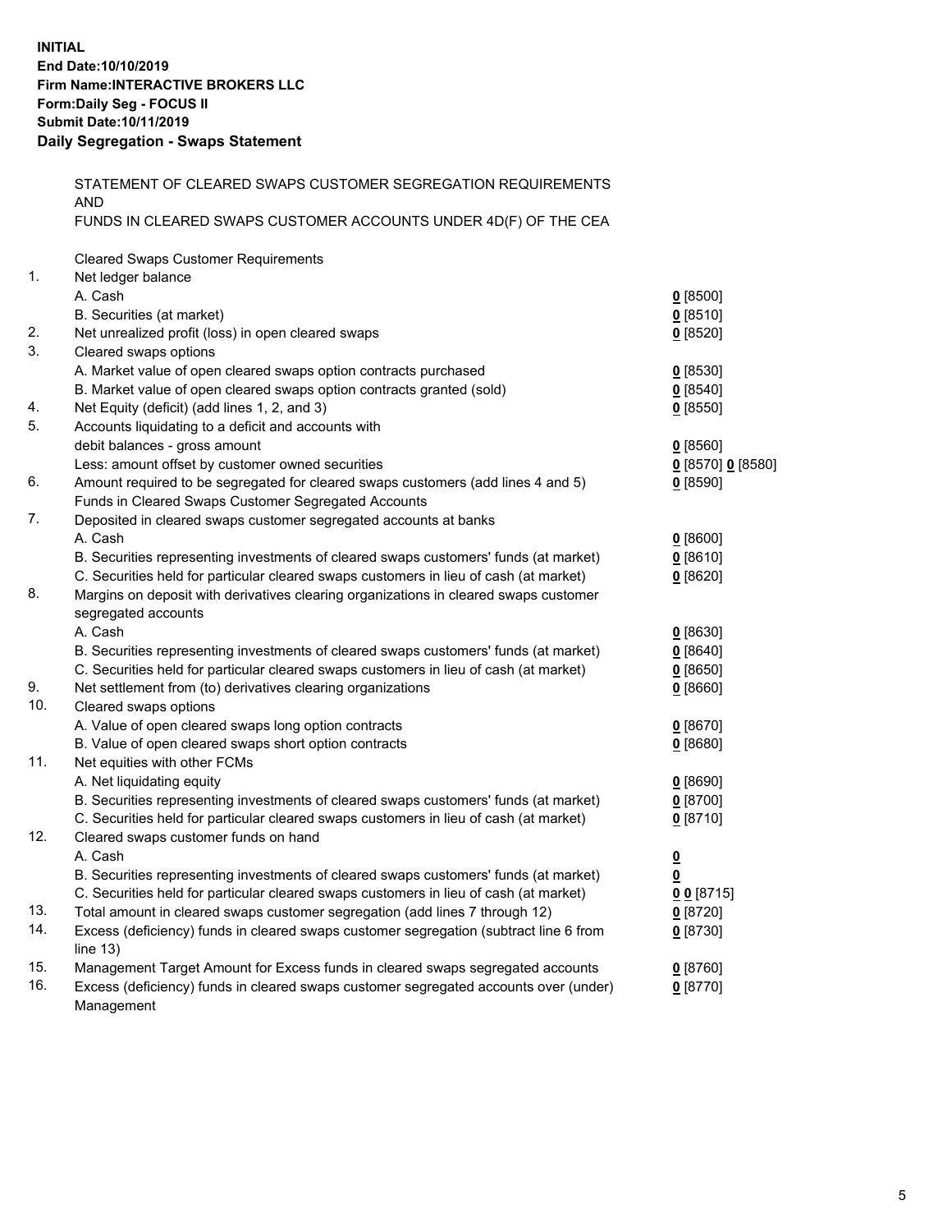**INITIAL**
**End Date:10/10/2019**
**Firm Name:INTERACTIVE BROKERS LLC**
**Form:Daily Seg - FOCUS II**
**Submit Date:10/11/2019**
**Daily Segregation - Swaps Statement**

STATEMENT OF CLEARED SWAPS CUSTOMER SEGREGATION REQUIREMENTS AND
FUNDS IN CLEARED SWAPS CUSTOMER ACCOUNTS UNDER 4D(F) OF THE CEA

| | | |
|---|---|---|
| | Cleared Swaps Customer Requirements | |
| 1. | Net ledger balance | |
| | A. Cash | 0 [8500] |
| | B. Securities (at market) | 0 [8510] |
| 2. | Net unrealized profit (loss) in open cleared swaps | 0 [8520] |
| 3. | Cleared swaps options | |
| | A. Market value of open cleared swaps option contracts purchased | 0 [8530] |
| | B. Market value of open cleared swaps option contracts granted (sold) | 0 [8540] |
| 4. | Net Equity (deficit) (add lines 1, 2, and 3) | 0 [8550] |
| 5. | Accounts liquidating to a deficit and accounts with | |
| | debit balances - gross amount | 0 [8560] |
| | Less: amount offset by customer owned securities | 0 [8570] 0 [8580] |
| 6. | Amount required to be segregated for cleared swaps customers (add lines 4 and 5) | 0 [8590] |
| | Funds in Cleared Swaps Customer Segregated Accounts | |
| 7. | Deposited in cleared swaps customer segregated accounts at banks | |
| | A. Cash | 0 [8600] |
| | B. Securities representing investments of cleared swaps customers' funds (at market) | 0 [8610] |
| | C. Securities held for particular cleared swaps customers in lieu of cash (at market) | 0 [8620] |
| 8. | Margins on deposit with derivatives clearing organizations in cleared swaps customer segregated accounts | |
| | A. Cash | 0 [8630] |
| | B. Securities representing investments of cleared swaps customers' funds (at market) | 0 [8640] |
| | C. Securities held for particular cleared swaps customers in lieu of cash (at market) | 0 [8650] |
| 9. | Net settlement from (to) derivatives clearing organizations | 0 [8660] |
| 10. | Cleared swaps options | |
| | A. Value of open cleared swaps long option contracts | 0 [8670] |
| | B. Value of open cleared swaps short option contracts | 0 [8680] |
| 11. | Net equities with other FCMs | |
| | A. Net liquidating equity | 0 [8690] |
| | B. Securities representing investments of cleared swaps customers' funds (at market) | 0 [8700] |
| | C. Securities held for particular cleared swaps customers in lieu of cash (at market) | 0 [8710] |
| 12. | Cleared swaps customer funds on hand | |
| | A. Cash | 0 |
| | B. Securities representing investments of cleared swaps customers' funds (at market) | 0 |
| | C. Securities held for particular cleared swaps customers in lieu of cash (at market) | 0 0 [8715] |
| 13. | Total amount in cleared swaps customer segregation (add lines 7 through 12) | 0 [8720] |
| 14. | Excess (deficiency) funds in cleared swaps customer segregation (subtract line 6 from line 13) | 0 [8730] |
| 15. | Management Target Amount for Excess funds in cleared swaps segregated accounts | 0 [8760] |
| 16. | Excess (deficiency) funds in cleared swaps customer segregated accounts over (under) Management | 0 [8770] |